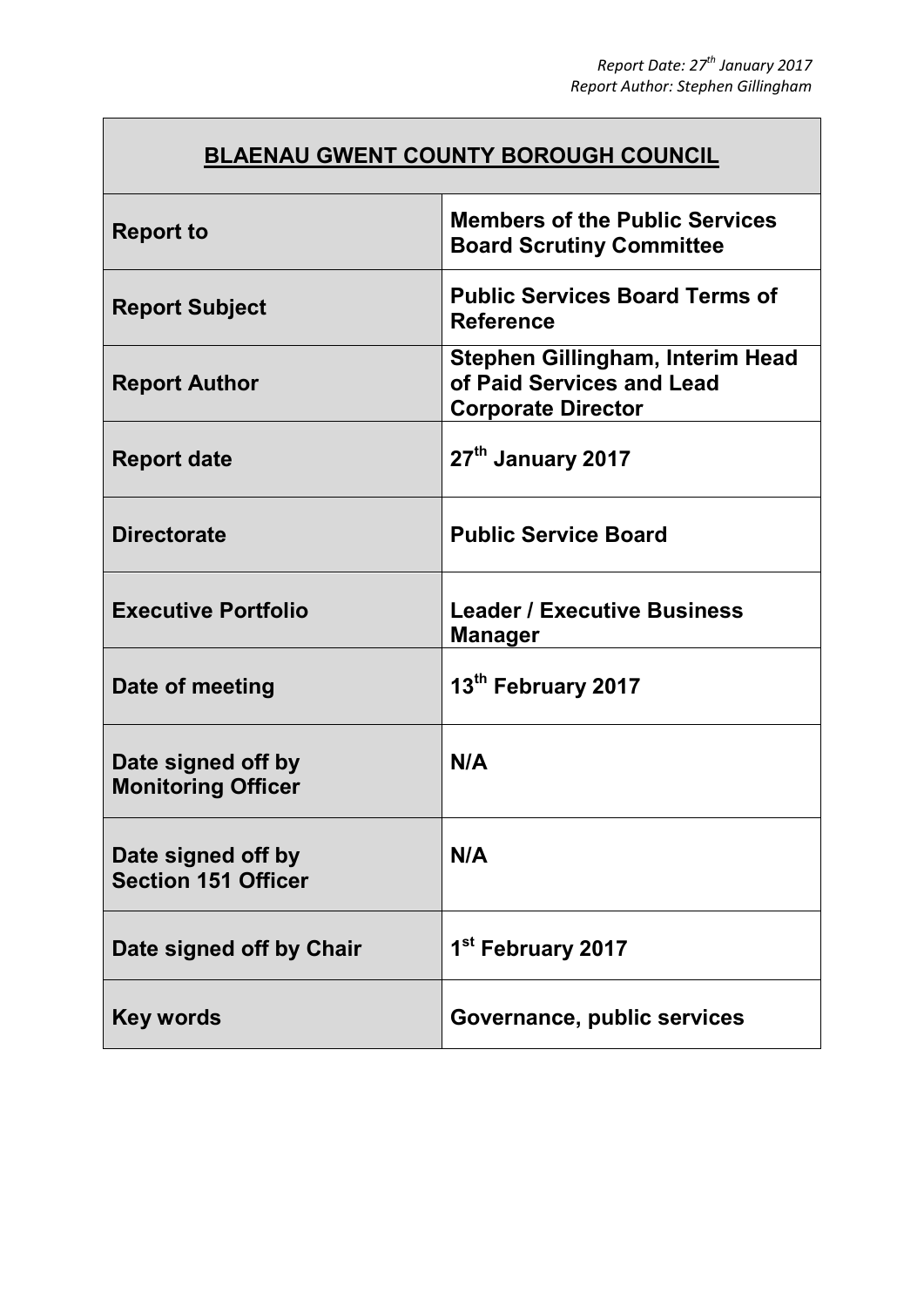*Report Date: 27th January 2017*
*Report Author: Stephen Gillingham*

| **BLAENAU GWENT COUNTY BOROUGH COUNCIL** | |
|---|---|
| **Report to** | **Members of the Public Services Board Scrutiny Committee** |
| **Report Subject** | **Public Services Board Terms of Reference** |
| **Report Author** | **Stephen Gillingham, Interim Head of Paid Services and Lead Corporate Director** |
| **Report date** | **27th January 2017** |
| **Directorate** | **Public Service Board** |
| **Executive Portfolio** | **Leader / Executive Business Manager** |
| **Date of meeting** | **13th February 2017** |
| **Date signed off by Monitoring Officer** | **N/A** |
| **Date signed off by Section 151 Officer** | **N/A** |
| **Date signed off by Chair** | **1st February 2017** |
| **Key words** | **Governance, public services** |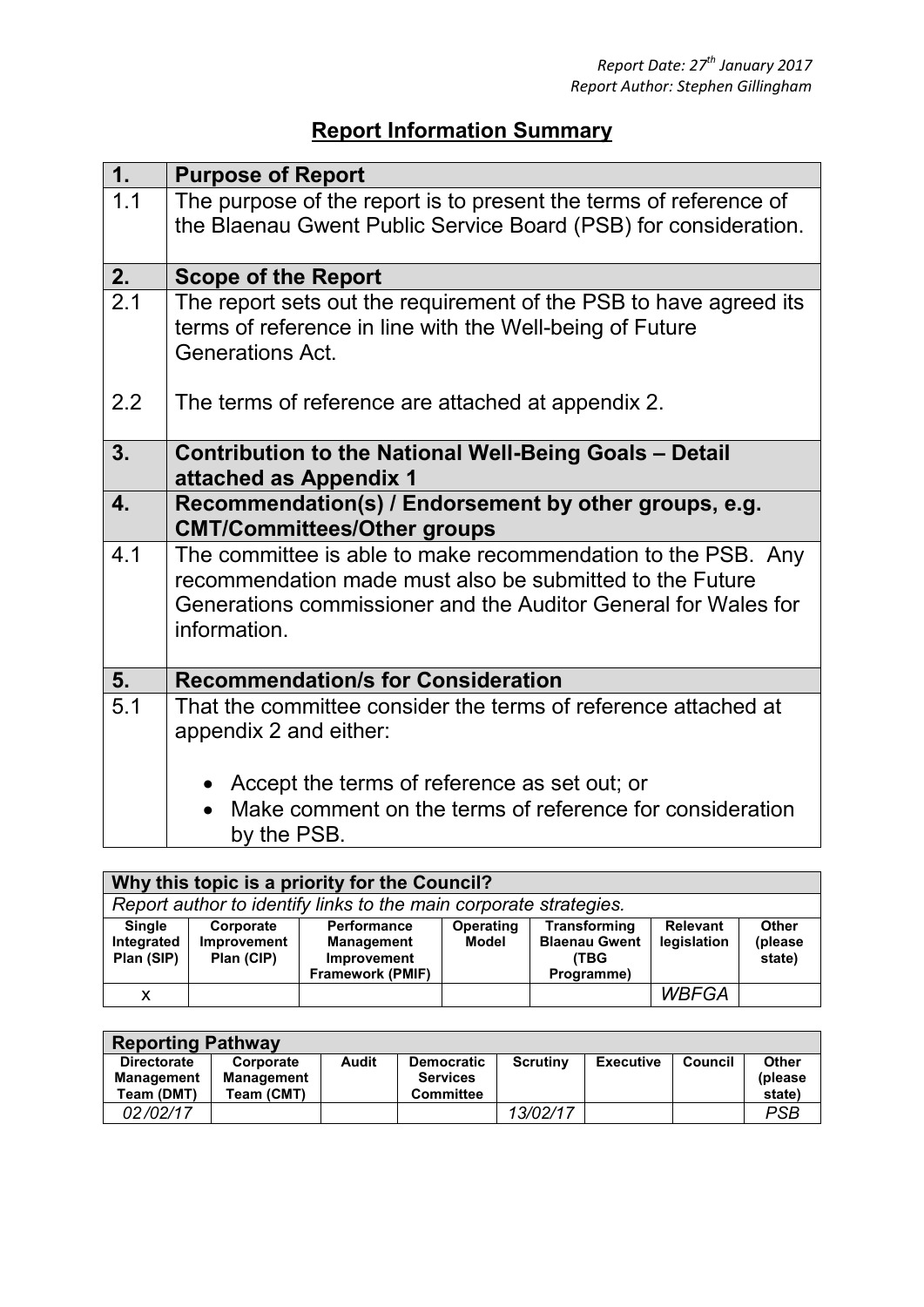*Report Date: 27th January 2017*
*Report Author: Stephen Gillingham*

# Report Information Summary

| 1. | Purpose of Report |
|---|---|
| 1.1 | The purpose of the report is to present the terms of reference of the Blaenau Gwent Public Service Board (PSB) for consideration. |
| **2.** | **Scope of the Report** |
| 2.1 | The report sets out the requirement of the PSB to have agreed its terms of reference in line with the Well-being of Future Generations Act. |
| 2.2 | The terms of reference are attached at appendix 2. |
| **3.** | **Contribution to the National Well-Being Goals – Detail attached as Appendix 1** |
| **4.** | **Recommendation(s) / Endorsement by other groups, e.g. CMT/Committees/Other groups** |
| 4.1 | The committee is able to make recommendation to the PSB. Any recommendation made must also be submitted to the Future Generations commissioner and the Auditor General for Wales for information. |
| **5.** | **Recommendation/s for Consideration** |
| 5.1 | That the committee consider the terms of reference attached at appendix 2 and either:<br>• Accept the terms of reference as set out; or<br>• Make comment on the terms of reference for consideration by the PSB. |

**Why this topic is a priority for the Council?**

*Report author to identify links to the main corporate strategies.*

| Single Integrated Plan (SIP) | Corporate Improvement Plan (CIP) | Performance Management Improvement Framework (PMIF) | Operating Model | Transforming Blaenau Gwent (TBG Programme) | Relevant legislation | Other (please state) |
|---|---|---|---|---|---|---|
| x | | | | | *WBFGA* | |

**Reporting Pathway**

| Directorate Management Team (DMT) | Corporate Management Team (CMT) | Audit | Democratic Services Committee | Scrutiny | Executive | Council | Other (please state) |
|---|---|---|---|---|---|---|---|
| *02/02/17* | | | | *13/02/17* | | | *PSB* |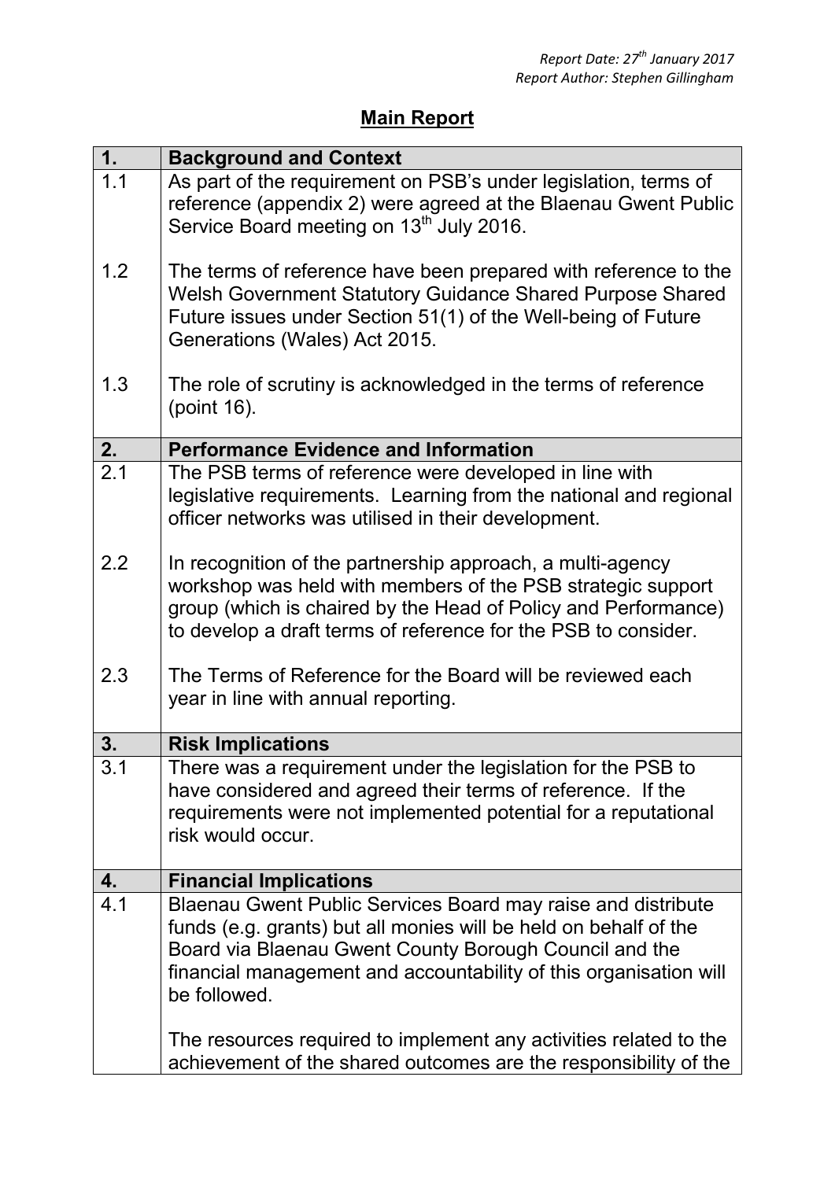*Report Date: 27th January 2017*
*Report Author: Stephen Gillingham*

## Main Report

| 1. | Background and Context |
|---|---|
| 1.1 | As part of the requirement on PSB's under legislation, terms of reference (appendix 2) were agreed at the Blaenau Gwent Public Service Board meeting on 13th July 2016. |
| 1.2 | The terms of reference have been prepared with reference to the Welsh Government Statutory Guidance Shared Purpose Shared Future issues under Section 51(1) of the Well-being of Future Generations (Wales) Act 2015. |
| 1.3 | The role of scrutiny is acknowledged in the terms of reference (point 16). |
| **2.** | **Performance Evidence and Information** |
| 2.1 | The PSB terms of reference were developed in line with legislative requirements. Learning from the national and regional officer networks was utilised in their development. |
| 2.2 | In recognition of the partnership approach, a multi-agency workshop was held with members of the PSB strategic support group (which is chaired by the Head of Policy and Performance) to develop a draft terms of reference for the PSB to consider. |
| 2.3 | The Terms of Reference for the Board will be reviewed each year in line with annual reporting. |
| **3.** | **Risk Implications** |
| 3.1 | There was a requirement under the legislation for the PSB to have considered and agreed their terms of reference. If the requirements were not implemented potential for a reputational risk would occur. |
| **4.** | **Financial Implications** |
| 4.1 | Blaenau Gwent Public Services Board may raise and distribute funds (e.g. grants) but all monies will be held on behalf of the Board via Blaenau Gwent County Borough Council and the financial management and accountability of this organisation will be followed.<br><br>The resources required to implement any activities related to the achievement of the shared outcomes are the responsibility of the |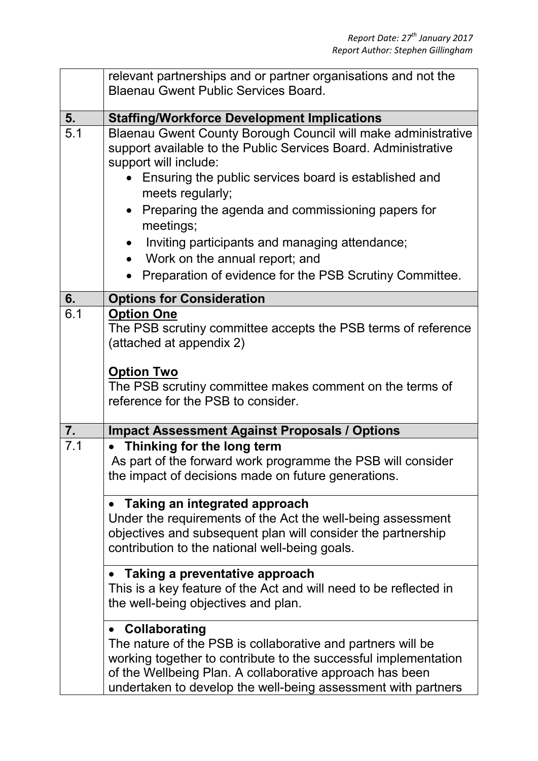| | |
|---|---|
| | relevant partnerships and or partner organisations and not the Blaenau Gwent Public Services Board. |
| **5.** | **Staffing/Workforce Development Implications** |
| 5.1 | Blaenau Gwent County Borough Council will make administrative support available to the Public Services Board. Administrative support will include:<br>• Ensuring the public services board is established and meets regularly;<br>• Preparing the agenda and commissioning papers for meetings;<br>• Inviting participants and managing attendance;<br>• Work on the annual report; and<br>• Preparation of evidence for the PSB Scrutiny Committee. |
| **6.** | **Options for Consideration** |
| 6.1 | **Option One**<br>The PSB scrutiny committee accepts the PSB terms of reference (attached at appendix 2)<br><br>**Option Two**<br>The PSB scrutiny committee makes comment on the terms of reference for the PSB to consider. |
| **7.** | **Impact Assessment Against Proposals / Options** |
| 7.1 | • **Thinking for the long term**<br>As part of the forward work programme the PSB will consider the impact of decisions made on future generations. |
| | • **Taking an integrated approach**<br>Under the requirements of the Act the well-being assessment objectives and subsequent plan will consider the partnership contribution to the national well-being goals. |
| | • **Taking a preventative approach**<br>This is a key feature of the Act and will need to be reflected in the well-being objectives and plan. |
| | • **Collaborating**<br>The nature of the PSB is collaborative and partners will be working together to contribute to the successful implementation of the Wellbeing Plan. A collaborative approach has been undertaken to develop the well-being assessment with partners |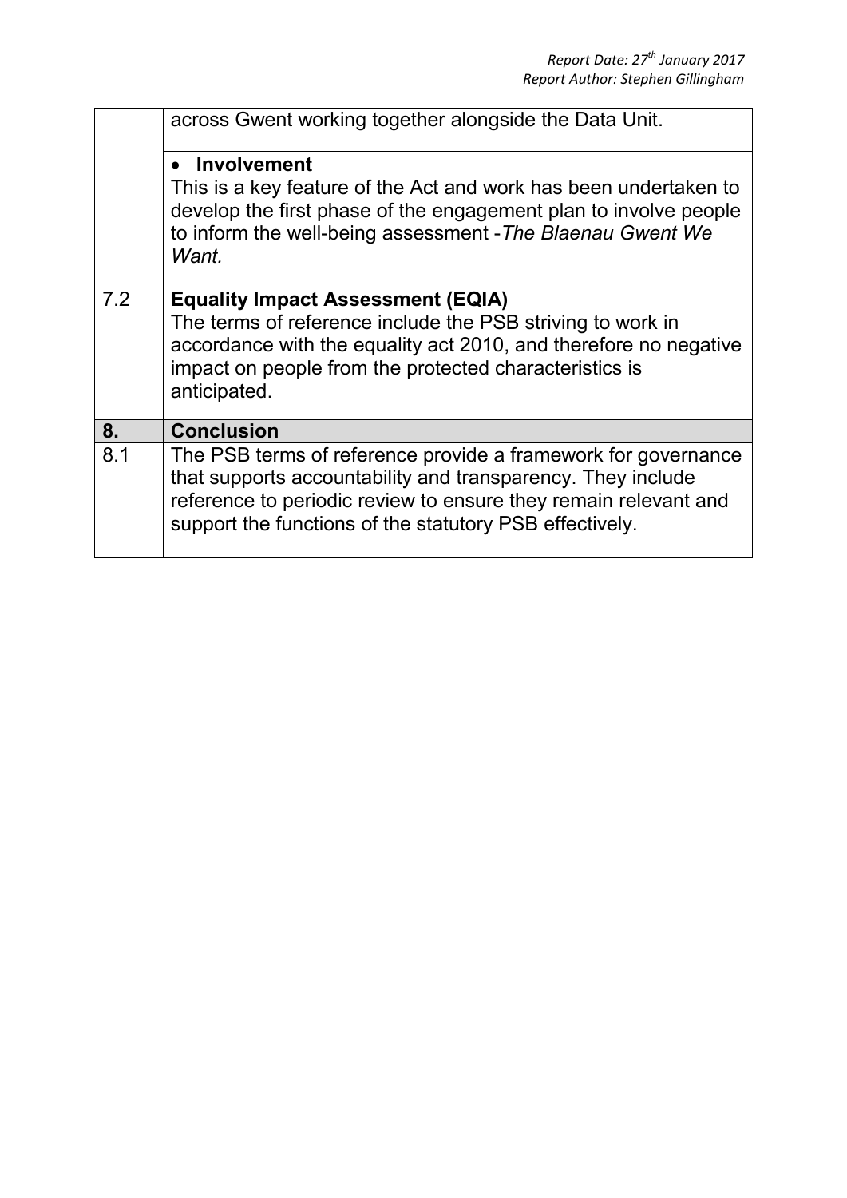| | |
|---|---|
| | across Gwent working together alongside the Data Unit. |
| | • **Involvement**<br>This is a key feature of the Act and work has been undertaken to develop the first phase of the engagement plan to involve people to inform the well-being assessment -*The Blaenau Gwent We Want.* |
| 7.2 | **Equality Impact Assessment (EQIA)**<br>The terms of reference include the PSB striving to work in accordance with the equality act 2010, and therefore no negative impact on people from the protected characteristics is anticipated. |
| **8.** | **Conclusion** |
| 8.1 | The PSB terms of reference provide a framework for governance that supports accountability and transparency. They include reference to periodic review to ensure they remain relevant and support the functions of the statutory PSB effectively. |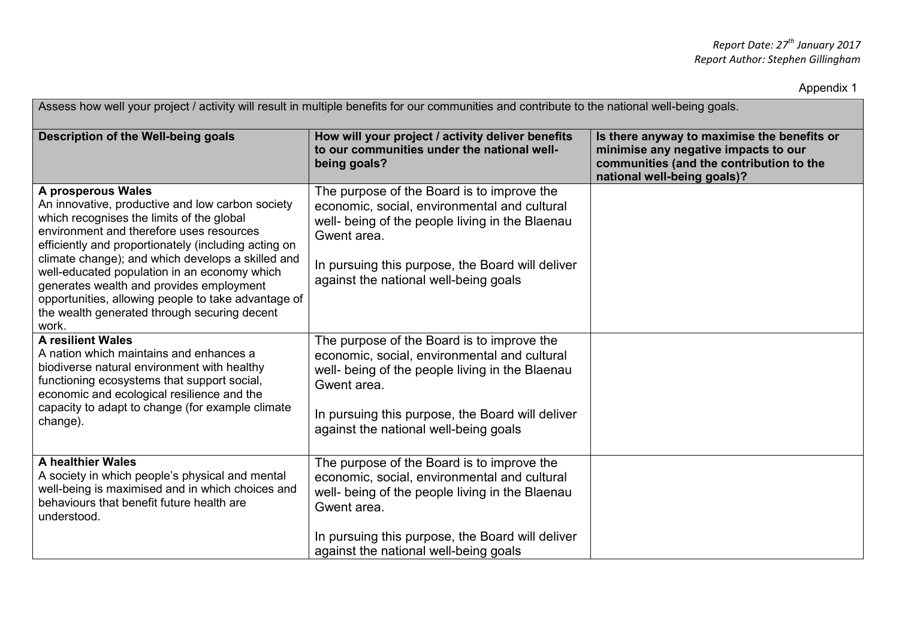*Report Date: 27th January 2017*
*Report Author: Stephen Gillingham*

Appendix 1

| Assess how well your project / activity will result in multiple benefits for our communities and contribute to the national well-being goals. | | |
|---|---|---|
| **Description of the Well-being goals** | **How will your project / activity deliver benefits to our communities under the national well-being goals?** | **Is there anyway to maximise the benefits or minimise any negative impacts to our communities (and the contribution to the national well-being goals)?** |
| **A prosperous Wales** An innovative, productive and low carbon society which recognises the limits of the global environment and therefore uses resources efficiently and proportionately (including acting on climate change); and which develops a skilled and well-educated population in an economy which generates wealth and provides employment opportunities, allowing people to take advantage of the wealth generated through securing decent work. | The purpose of the Board is to improve the economic, social, environmental and cultural well- being of the people living in the Blaenau Gwent area. In pursuing this purpose, the Board will deliver against the national well-being goals | |
| **A resilient Wales** A nation which maintains and enhances a biodiverse natural environment with healthy functioning ecosystems that support social, economic and ecological resilience and the capacity to adapt to change (for example climate change). | The purpose of the Board is to improve the economic, social, environmental and cultural well- being of the people living in the Blaenau Gwent area. In pursuing this purpose, the Board will deliver against the national well-being goals | |
| **A healthier Wales** A society in which people's physical and mental well-being is maximised and in which choices and behaviours that benefit future health are understood. | The purpose of the Board is to improve the economic, social, environmental and cultural well- being of the people living in the Blaenau Gwent area. In pursuing this purpose, the Board will deliver against the national well-being goals | |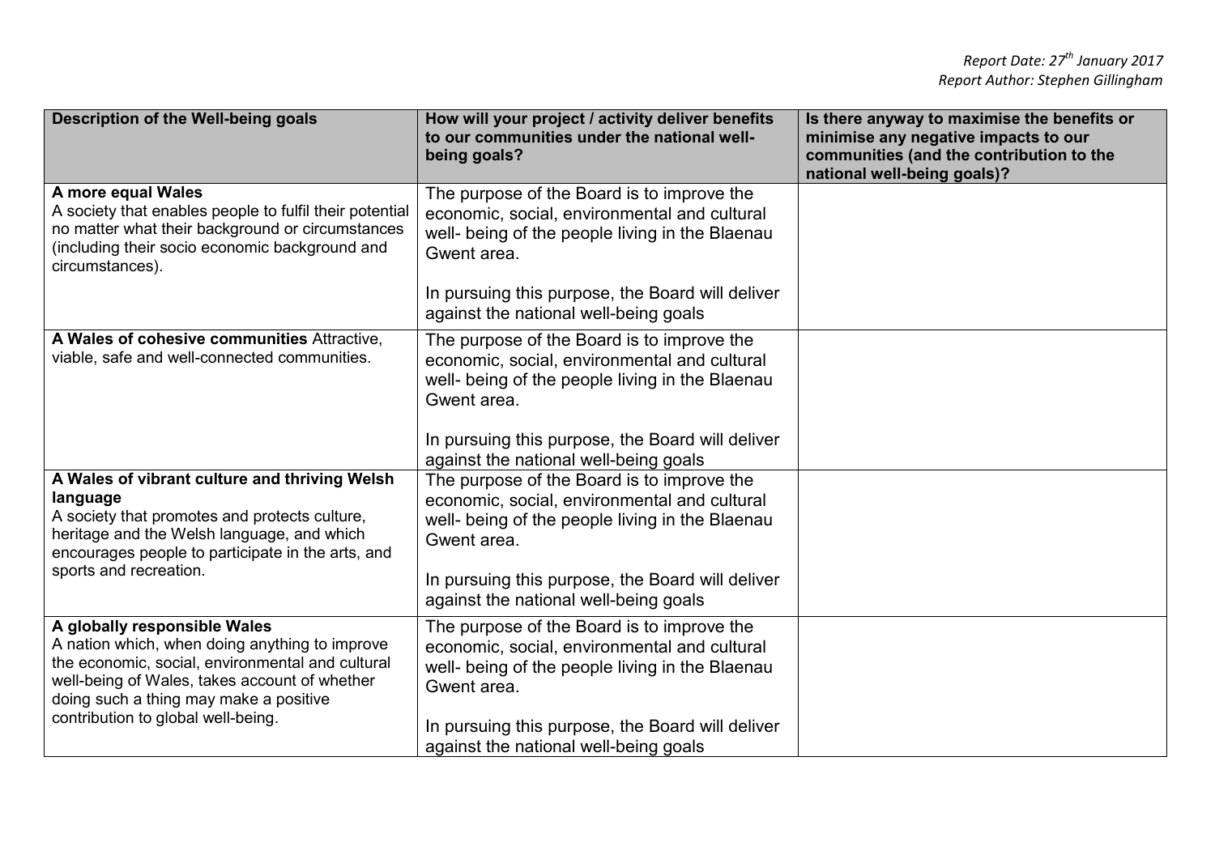| Description of the Well-being goals | How will your project / activity deliver benefits to our communities under the national well-being goals? | Is there anyway to maximise the benefits or minimise any negative impacts to our communities (and the contribution to the national well-being goals)? |
|---|---|---|
| **A more equal Wales**<br>A society that enables people to fulfil their potential no matter what their background or circumstances (including their socio economic background and circumstances). | The purpose of the Board is to improve the economic, social, environmental and cultural well- being of the people living in the Blaenau Gwent area.<br><br>In pursuing this purpose, the Board will deliver against the national well-being goals | |
| **A Wales of cohesive communities** Attractive, viable, safe and well-connected communities. | The purpose of the Board is to improve the economic, social, environmental and cultural well- being of the people living in the Blaenau Gwent area.<br><br>In pursuing this purpose, the Board will deliver against the national well-being goals | |
| **A Wales of vibrant culture and thriving Welsh language**<br>A society that promotes and protects culture, heritage and the Welsh language, and which encourages people to participate in the arts, and sports and recreation. | The purpose of the Board is to improve the economic, social, environmental and cultural well- being of the people living in the Blaenau Gwent area.<br><br>In pursuing this purpose, the Board will deliver against the national well-being goals | |
| **A globally responsible Wales**<br>A nation which, when doing anything to improve the economic, social, environmental and cultural well-being of Wales, takes account of whether doing such a thing may make a positive contribution to global well-being. | The purpose of the Board is to improve the economic, social, environmental and cultural well- being of the people living in the Blaenau Gwent area.<br><br>In pursuing this purpose, the Board will deliver against the national well-being goals | |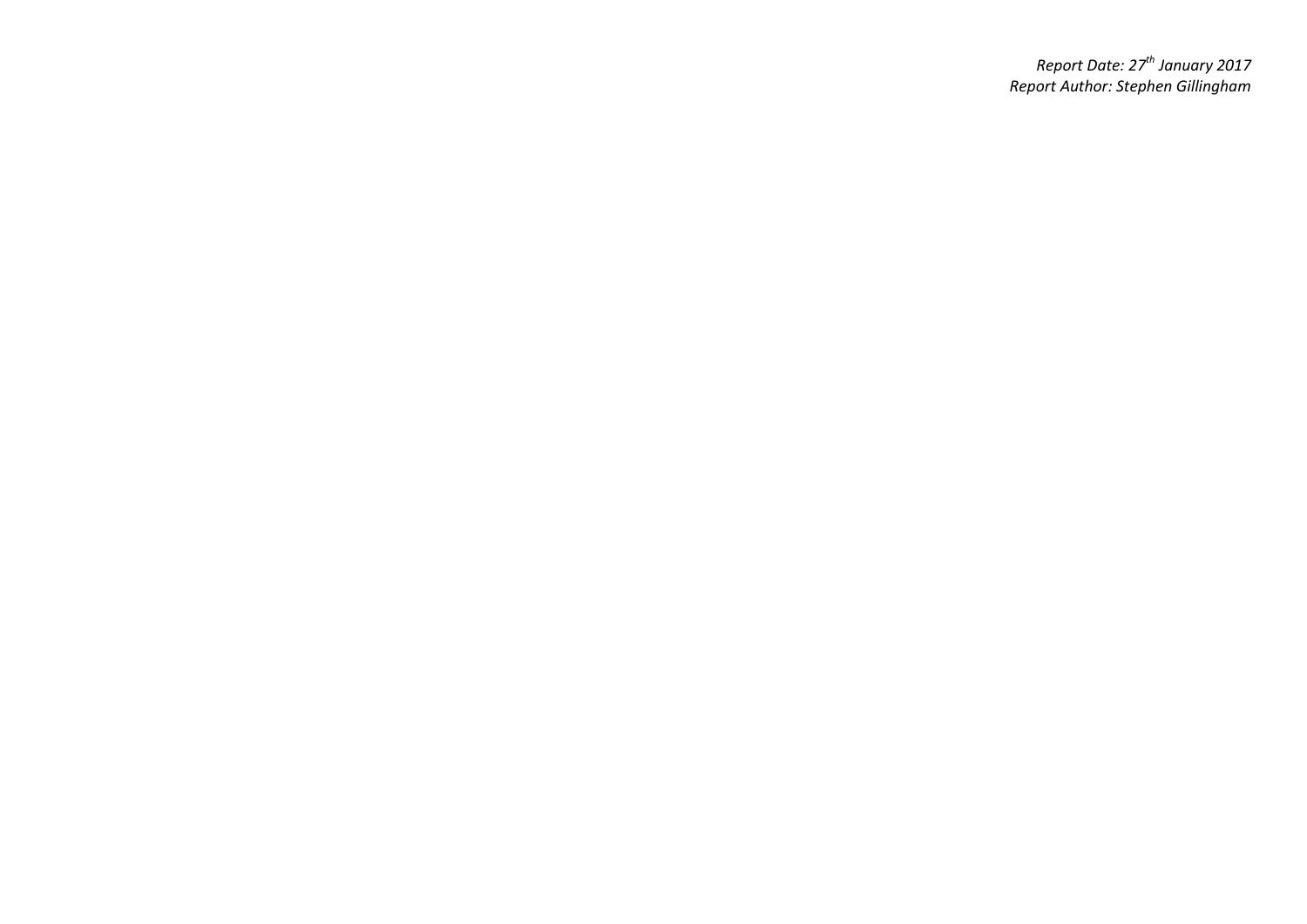*Report Date: 27th January 2017*
*Report Author: Stephen Gillingham*